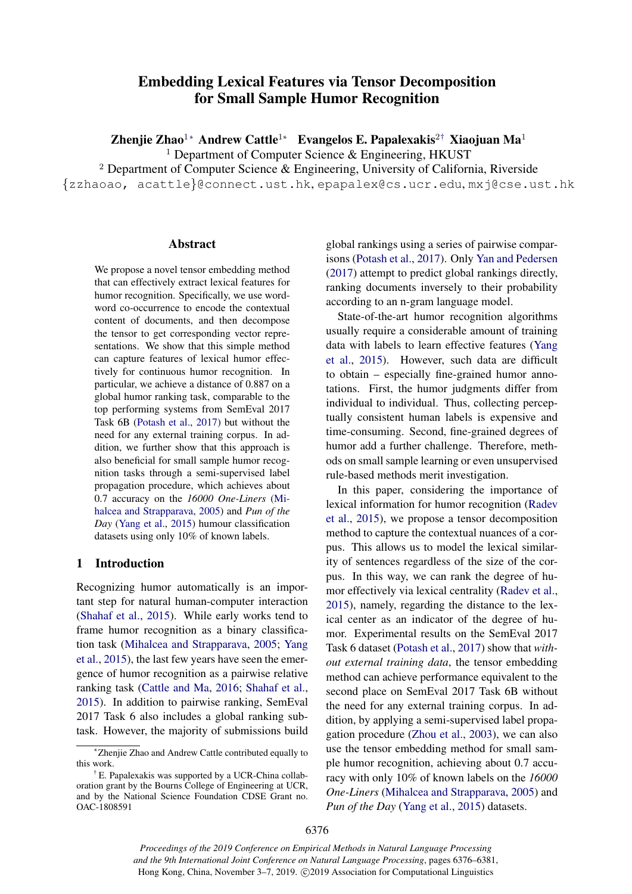# Embedding Lexical Features via Tensor Decomposition for Small Sample Humor Recognition

**Zhenjie Zhao**[1*] **Andrew Cattle**[1*] **Evangelos E. Papalexakis**[2†] **Xiaojuan Ma**[1]

[1] Department of Computer Science & Engineering, HKUST

[2] Department of Computer Science & Engineering, University of California, Riverside

{zzhaoao, acattle}@connect.ust.hk, epapalex@cs.ucr.edu, mxj@cse.ust.hk

## Abstract

We propose a novel tensor embedding method that can effectively extract lexical features for humor recognition. Specifically, we use word-word co-occurrence to encode the contextual content of documents, and then decompose the tensor to get corresponding vector representations. We show that this simple method can capture features of lexical humor effectively for continuous humor recognition. In particular, we achieve a distance of 0.887 on a global humor ranking task, comparable to the top performing systems from SemEval 2017 Task 6B (Potash et al., 2017) but without the need for any external training corpus. In addition, we further show that this approach is also beneficial for small sample humor recognition tasks through a semi-supervised label propagation procedure, which achieves about 0.7 accuracy on the *16000 One-Liners* (Mihalcea and Strapparava, 2005) and *Pun of the Day* (Yang et al., 2015) humour classification datasets using only 10% of known labels.

## 1 Introduction

Recognizing humor automatically is an important step for natural human-computer interaction (Shahaf et al., 2015). While early works tend to frame humor recognition as a binary classification task (Mihalcea and Strapparava, 2005; Yang et al., 2015), the last few years have seen the emergence of humor recognition as a pairwise relative ranking task (Cattle and Ma, 2016; Shahaf et al., 2015). In addition to pairwise ranking, SemEval 2017 Task 6 also includes a global ranking subtask. However, the majority of submissions build global rankings using a series of pairwise comparisons (Potash et al., 2017). Only Yan and Pedersen (2017) attempt to predict global rankings directly, ranking documents inversely to their probability according to an n-gram language model.

State-of-the-art humor recognition algorithms usually require a considerable amount of training data with labels to learn effective features (Yang et al., 2015). However, such data are difficult to obtain – especially fine-grained humor annotations. First, the humor judgments differ from individual to individual. Thus, collecting perceptually consistent human labels is expensive and time-consuming. Second, fine-grained degrees of humor add a further challenge. Therefore, methods on small sample learning or even unsupervised rule-based methods merit investigation.

In this paper, considering the importance of lexical information for humor recognition (Radev et al., 2015), we propose a tensor decomposition method to capture the contextual nuances of a corpus. This allows us to model the lexical similarity of sentences regardless of the size of the corpus. In this way, we can rank the degree of humor effectively via lexical centrality (Radev et al., 2015), namely, regarding the distance to the lexical center as an indicator of the degree of humor. Experimental results on the SemEval 2017 Task 6 dataset (Potash et al., 2017) show that *without external training data*, the tensor embedding method can achieve performance equivalent to the second place on SemEval 2017 Task 6B without the need for any external training corpus. In addition, by applying a semi-supervised label propagation procedure (Zhou et al., 2003), we can also use the tensor embedding method for small sample humor recognition, achieving about 0.7 accuracy with only 10% of known labels on the *16000 One-Liners* (Mihalcea and Strapparava, 2005) and *Pun of the Day* (Yang et al., 2015) datasets.

---

[*] Zhenjie Zhao and Andrew Cattle contributed equally to this work.

[†] E. Papalexakis was supported by a UCR-China collaboration grant by the Bourns College of Engineering at UCR, and by the National Science Foundation CDSE Grant no. OAC-1808591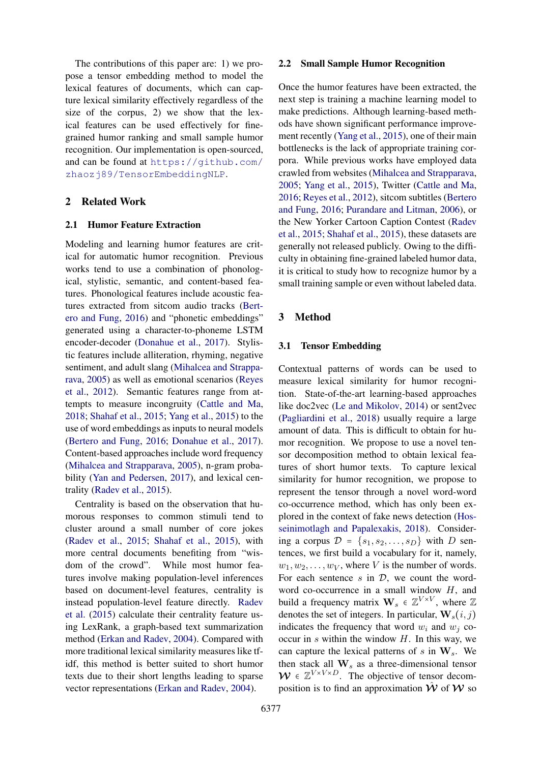The contributions of this paper are: 1) we propose a tensor embedding method to model the lexical features of documents, which can capture lexical similarity effectively regardless of the size of the corpus, 2) we show that the lexical features can be used effectively for fine-grained humor ranking and small sample humor recognition. Our implementation is open-sourced, and can be found at https://github.com/zhaozj89/TensorEmbeddingNLP.

## 2 Related Work

### 2.1 Humor Feature Extraction

Modeling and learning humor features are critical for automatic humor recognition. Previous works tend to use a combination of phonological, stylistic, semantic, and content-based features. Phonological features include acoustic features extracted from sitcom audio tracks (Bertero and Fung, 2016) and "phonetic embeddings" generated using a character-to-phoneme LSTM encoder-decoder (Donahue et al., 2017). Stylistic features include alliteration, rhyming, negative sentiment, and adult slang (Mihalcea and Strapparava, 2005) as well as emotional scenarios (Reyes et al., 2012). Semantic features range from attempts to measure incongruity (Cattle and Ma, 2018; Shahaf et al., 2015; Yang et al., 2015) to the use of word embeddings as inputs to neural models (Bertero and Fung, 2016; Donahue et al., 2017). Content-based approaches include word frequency (Mihalcea and Strapparava, 2005), n-gram probability (Yan and Pedersen, 2017), and lexical centrality (Radev et al., 2015).

Centrality is based on the observation that humorous responses to common stimuli tend to cluster around a small number of core jokes (Radev et al., 2015; Shahaf et al., 2015), with more central documents benefiting from "wisdom of the crowd". While most humor features involve making population-level inferences based on document-level features, centrality is instead population-level feature directly. Radev et al. (2015) calculate their centrality feature using LexRank, a graph-based text summarization method (Erkan and Radev, 2004). Compared with more traditional lexical similarity measures like tf-idf, this method is better suited to short humor texts due to their short lengths leading to sparse vector representations (Erkan and Radev, 2004).

### 2.2 Small Sample Humor Recognition

Once the humor features have been extracted, the next step is training a machine learning model to make predictions. Although learning-based methods have shown significant performance improvement recently (Yang et al., 2015), one of their main bottlenecks is the lack of appropriate training corpora. While previous works have employed data crawled from websites (Mihalcea and Strapparava, 2005; Yang et al., 2015), Twitter (Cattle and Ma, 2016; Reyes et al., 2012), sitcom subtitles (Bertero and Fung, 2016; Purandare and Litman, 2006), or the New Yorker Cartoon Caption Contest (Radev et al., 2015; Shahaf et al., 2015), these datasets are generally not released publicly. Owing to the difficulty in obtaining fine-grained labeled humor data, it is critical to study how to recognize humor by a small training sample or even without labeled data.

## 3 Method

### 3.1 Tensor Embedding

Contextual patterns of words can be used to measure lexical similarity for humor recognition. State-of-the-art learning-based approaches like doc2vec (Le and Mikolov, 2014) or sent2vec (Pagliardini et al., 2018) usually require a large amount of data. This is difficult to obtain for humor recognition. We propose to use a novel tensor decomposition method to obtain lexical features of short humor texts. To capture lexical similarity for humor recognition, we propose to represent the tensor through a novel word-word co-occurrence method, which has only been explored in the context of fake news detection (Hosseinimotlagh and Papalexakis, 2018). Considering a corpus $\mathcal{D} = \{s_1, s_2, \ldots, s_D\}$ with $D$ sentences, we first build a vocabulary for it, namely, $w_1, w_2, \ldots, w_V$, where $V$ is the number of words. For each sentence $s$ in $\mathcal{D}$, we count the word-word co-occurrence in a small window $H$, and build a frequency matrix $\mathbf{W}_s \in \mathbb{Z}^{V \times V}$, where $\mathbb{Z}$ denotes the set of integers. In particular, $\mathbf{W}_s(i,j)$ indicates the frequency that word $w_i$ and $w_j$ co-occur in $s$ within the window $H$. In this way, we can capture the lexical patterns of $s$ in $\mathbf{W}_s$. We then stack all $\mathbf{W}_s$ as a three-dimensional tensor $\boldsymbol{\mathcal{W}} \in \mathbb{Z}^{V \times V \times D}$. The objective of tensor decomposition is to find an approximation $\hat{\boldsymbol{\mathcal{W}}}$ of $\boldsymbol{\mathcal{W}}$ so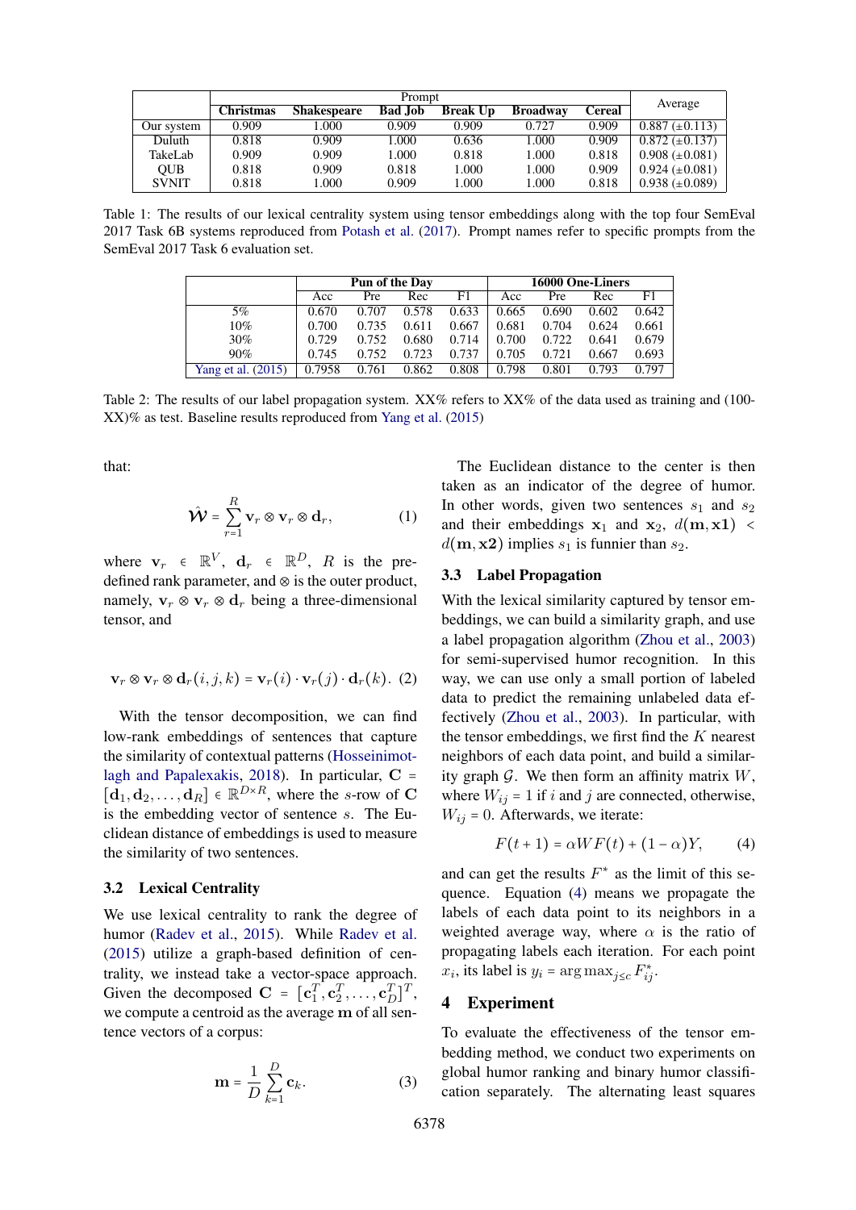| | Prompt | | | | | | Average |
|---|---|---|---|---|---|---|---|
| | **Christmas** | **Shakespeare** | **Bad Job** | **Break Up** | **Broadway** | **Cereal** | |
| Our system | 0.909 | 1.000 | 0.909 | 0.909 | 0.727 | 0.909 | 0.887 ($\pm$0.113) |
| Duluth | 0.818 | 0.909 | 1.000 | 0.636 | 1.000 | 0.909 | 0.872 ($\pm$0.137) |
| TakeLab | 0.909 | 0.909 | 1.000 | 0.818 | 1.000 | 0.818 | 0.908 ($\pm$0.081) |
| QUB | 0.818 | 0.909 | 0.818 | 1.000 | 1.000 | 0.909 | 0.924 ($\pm$0.081) |
| SVNIT | 0.818 | 1.000 | 0.909 | 1.000 | 1.000 | 0.818 | 0.938 ($\pm$0.089) |

Table 1: The results of our lexical centrality system using tensor embeddings along with the top four SemEval 2017 Task 6B systems reproduced from Potash et al. (2017). Prompt names refer to specific prompts from the SemEval 2017 Task 6 evaluation set.

| | **Pun of the Day** | | | | **16000 One-Liners** | | | |
|---|---|---|---|---|---|---|---|---|
| | Acc | Pre | Rec | F1 | Acc | Pre | Rec | F1 |
| 5% | 0.670 | 0.707 | 0.578 | 0.633 | 0.665 | 0.690 | 0.602 | 0.642 |
| 10% | 0.700 | 0.735 | 0.611 | 0.667 | 0.681 | 0.704 | 0.624 | 0.661 |
| 30% | 0.729 | 0.752 | 0.680 | 0.714 | 0.700 | 0.722 | 0.641 | 0.679 |
| 90% | 0.745 | 0.752 | 0.723 | 0.737 | 0.705 | 0.721 | 0.667 | 0.693 |
| Yang et al. (2015) | 0.7958 | 0.761 | 0.862 | 0.808 | 0.798 | 0.801 | 0.793 | 0.797 |

Table 2: The results of our label propagation system. XX% refers to XX% of the data used as training and (100-XX)% as test. Baseline results reproduced from Yang et al. (2015)

that:

$$\hat{\mathcal{W}} = \sum_{r=1}^{R} \mathbf{v}_r \otimes \mathbf{v}_r \otimes \mathbf{d}_r, \tag{1}$$

where $\mathbf{v}_r \in \mathbb{R}^V$, $\mathbf{d}_r \in \mathbb{R}^D$, $R$ is the pre-defined rank parameter, and $\otimes$ is the outer product, namely, $\mathbf{v}_r \otimes \mathbf{v}_r \otimes \mathbf{d}_r$ being a three-dimensional tensor, and

$$\mathbf{v}_r \otimes \mathbf{v}_r \otimes \mathbf{d}_r(i,j,k) = \mathbf{v}_r(i) \cdot \mathbf{v}_r(j) \cdot \mathbf{d}_r(k). \tag{2}$$

With the tensor decomposition, we can find low-rank embeddings of sentences that capture the similarity of contextual patterns (Hosseinimotlagh and Papalexakis, 2018). In particular, $\mathbf{C} = [\mathbf{d}_1, \mathbf{d}_2, \ldots, \mathbf{d}_R] \in \mathbb{R}^{D \times R}$, where the $s$-row of $\mathbf{C}$ is the embedding vector of sentence $s$. The Euclidean distance of embeddings is used to measure the similarity of two sentences.

### 3.2 Lexical Centrality

We use lexical centrality to rank the degree of humor (Radev et al., 2015). While Radev et al. (2015) utilize a graph-based definition of centrality, we instead take a vector-space approach. Given the decomposed $\mathbf{C} = [\mathbf{c}_1^T, \mathbf{c}_2^T, \ldots, \mathbf{c}_D^T]^T$, we compute a centroid as the average $\mathbf{m}$ of all sentence vectors of a corpus:

$$\mathbf{m} = \frac{1}{D} \sum_{k=1}^{D} \mathbf{c}_k. \tag{3}$$

The Euclidean distance to the center is then taken as an indicator of the degree of humor. In other words, given two sentences $s_1$ and $s_2$ and their embeddings $\mathbf{x}_1$ and $\mathbf{x}_2$, $d(\mathbf{m}, \mathbf{x1}) < d(\mathbf{m}, \mathbf{x2})$ implies $s_1$ is funnier than $s_2$.

### 3.3 Label Propagation

With the lexical similarity captured by tensor embeddings, we can build a similarity graph, and use a label propagation algorithm (Zhou et al., 2003) for semi-supervised humor recognition. In this way, we can use only a small portion of labeled data to predict the remaining unlabeled data effectively (Zhou et al., 2003). In particular, with the tensor embeddings, we first find the $K$ nearest neighbors of each data point, and build a similarity graph $\mathcal{G}$. We then form an affinity matrix $W$, where $W_{ij} = 1$ if $i$ and $j$ are connected, otherwise, $W_{ij} = 0$. Afterwards, we iterate:

$$F(t+1) = \alpha W F(t) + (1-\alpha) Y, \tag{4}$$

and can get the results $F^*$ as the limit of this sequence. Equation (4) means we propagate the labels of each data point to its neighbors in a weighted average way, where $\alpha$ is the ratio of propagating labels each iteration. For each point $x_i$, its label is $y_i = \arg\max_{j \leq c} F_{ij}^*$.

## 4 Experiment

To evaluate the effectiveness of the tensor embedding method, we conduct two experiments on global humor ranking and binary humor classification separately. The alternating least squares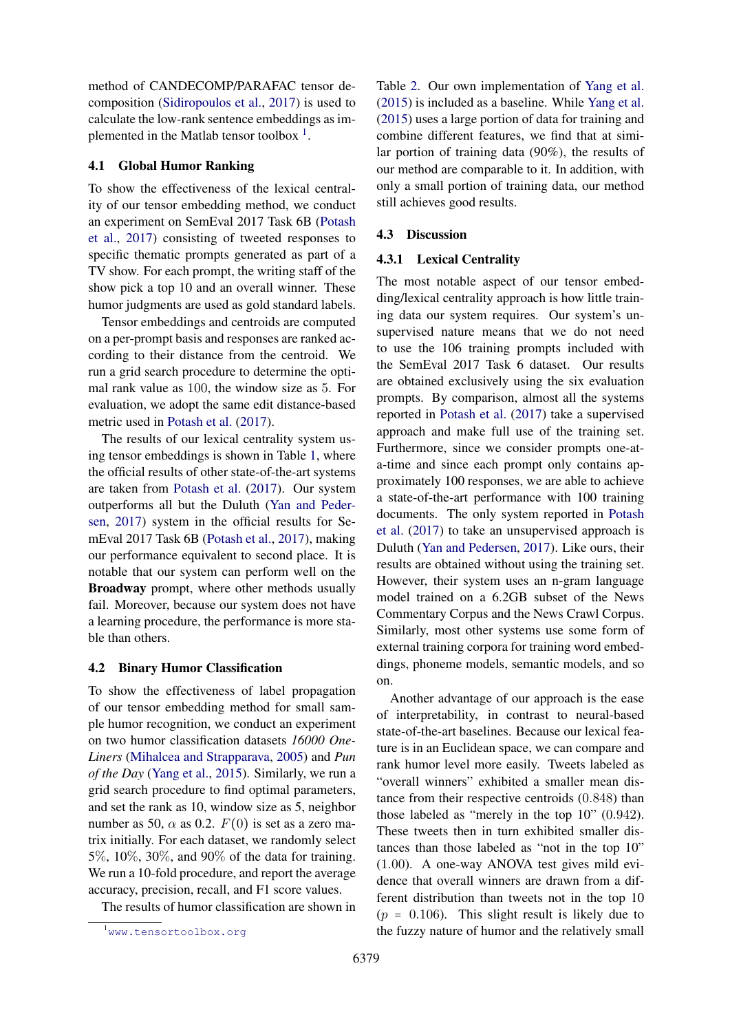method of CANDECOMP/PARAFAC tensor decomposition (Sidiropoulos et al., 2017) is used to calculate the low-rank sentence embeddings as implemented in the Matlab tensor toolbox [1].

### 4.1 Global Humor Ranking

To show the effectiveness of the lexical centrality of our tensor embedding method, we conduct an experiment on SemEval 2017 Task 6B (Potash et al., 2017) consisting of tweeted responses to specific thematic prompts generated as part of a TV show. For each prompt, the writing staff of the show pick a top 10 and an overall winner. These humor judgments are used as gold standard labels.

Tensor embeddings and centroids are computed on a per-prompt basis and responses are ranked according to their distance from the centroid. We run a grid search procedure to determine the optimal rank value as 100, the window size as 5. For evaluation, we adopt the same edit distance-based metric used in Potash et al. (2017).

The results of our lexical centrality system using tensor embeddings is shown in Table 1, where the official results of other state-of-the-art systems are taken from Potash et al. (2017). Our system outperforms all but the Duluth (Yan and Pedersen, 2017) system in the official results for SemEval 2017 Task 6B (Potash et al., 2017), making our performance equivalent to second place. It is notable that our system can perform well on the **Broadway** prompt, where other methods usually fail. Moreover, because our system does not have a learning procedure, the performance is more stable than others.

### 4.2 Binary Humor Classification

To show the effectiveness of label propagation of our tensor embedding method for small sample humor recognition, we conduct an experiment on two humor classification datasets *16000 One-Liners* (Mihalcea and Strapparava, 2005) and *Pun of the Day* (Yang et al., 2015). Similarly, we run a grid search procedure to find optimal parameters, and set the rank as 10, window size as 5, neighbor number as 50, $\alpha$ as 0.2. $F(0)$ is set as a zero matrix initially. For each dataset, we randomly select 5%, 10%, 30%, and 90% of the data for training. We run a 10-fold procedure, and report the average accuracy, precision, recall, and F1 score values.

The results of humor classification are shown in Table 2. Our own implementation of Yang et al. (2015) is included as a baseline. While Yang et al. (2015) uses a large portion of data for training and combine different features, we find that at similar portion of training data (90%), the results of our method are comparable to it. In addition, with only a small portion of training data, our method still achieves good results.

### 4.3 Discussion

#### 4.3.1 Lexical Centrality

The most notable aspect of our tensor embedding/lexical centrality approach is how little training data our system requires. Our system's unsupervised nature means that we do not need to use the 106 training prompts included with the SemEval 2017 Task 6 dataset. Our results are obtained exclusively using the six evaluation prompts. By comparison, almost all the systems reported in Potash et al. (2017) take a supervised approach and make full use of the training set. Furthermore, since we consider prompts one-at-a-time and since each prompt only contains approximately 100 responses, we are able to achieve a state-of-the-art performance with 100 training documents. The only system reported in Potash et al. (2017) to take an unsupervised approach is Duluth (Yan and Pedersen, 2017). Like ours, their results are obtained without using the training set. However, their system uses an n-gram language model trained on a 6.2GB subset of the News Commentary Corpus and the News Crawl Corpus. Similarly, most other systems use some form of external training corpora for training word embeddings, phoneme models, semantic models, and so on.

Another advantage of our approach is the ease of interpretability, in contrast to neural-based state-of-the-art baselines. Because our lexical feature is in an Euclidean space, we can compare and rank humor level more easily. Tweets labeled as "overall winners" exhibited a smaller mean distance from their respective centroids (0.848) than those labeled as "merely in the top 10" (0.942). These tweets then in turn exhibited smaller distances than those labeled as "not in the top 10" (1.00). A one-way ANOVA test gives mild evidence that overall winners are drawn from a different distribution than tweets not in the top 10 ($p$ = 0.106). This slight result is likely due to the fuzzy nature of humor and the relatively small

[1] www.tensortoolbox.org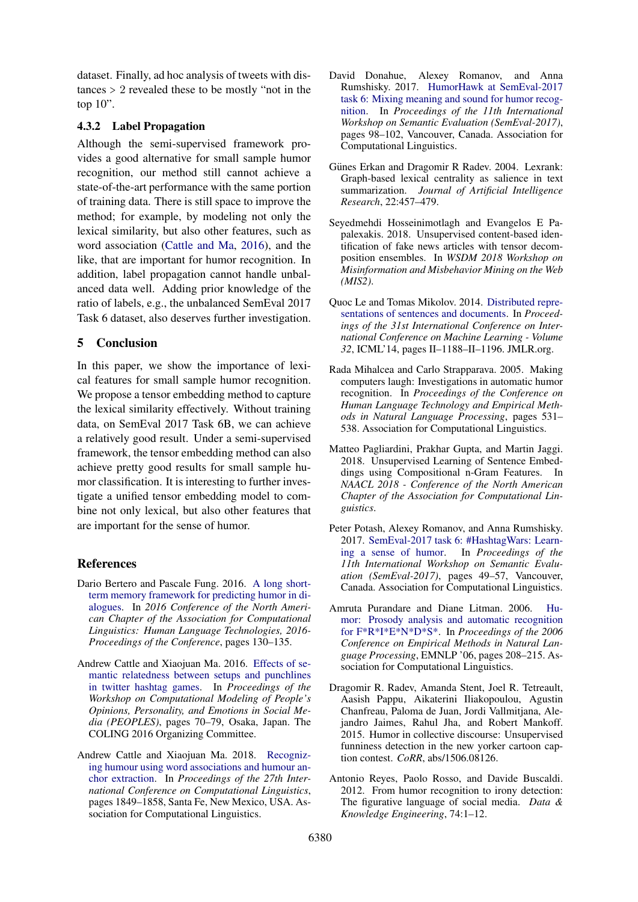dataset. Finally, ad hoc analysis of tweets with distances > 2 revealed these to be mostly "not in the top 10".

### 4.3.2 Label Propagation

Although the semi-supervised framework provides a good alternative for small sample humor recognition, our method still cannot achieve a state-of-the-art performance with the same portion of training data. There is still space to improve the method; for example, by modeling not only the lexical similarity, but also other features, such as word association (Cattle and Ma, 2016), and the like, that are important for humor recognition. In addition, label propagation cannot handle unbalanced data well. Adding prior knowledge of the ratio of labels, e.g., the unbalanced SemEval 2017 Task 6 dataset, also deserves further investigation.

## 5 Conclusion

In this paper, we show the importance of lexical features for small sample humor recognition. We propose a tensor embedding method to capture the lexical similarity effectively. Without training data, on SemEval 2017 Task 6B, we can achieve a relatively good result. Under a semi-supervised framework, the tensor embedding method can also achieve pretty good results for small sample humor classification. It is interesting to further investigate a unified tensor embedding model to combine not only lexical, but also other features that are important for the sense of humor.

## References

Dario Bertero and Pascale Fung. 2016. A long short-term memory framework for predicting humor in dialogues. In *2016 Conference of the North American Chapter of the Association for Computational Linguistics: Human Language Technologies, 2016-Proceedings of the Conference*, pages 130–135.

Andrew Cattle and Xiaojuan Ma. 2016. Effects of semantic relatedness between setups and punchlines in twitter hashtag games. In *Proceedings of the Workshop on Computational Modeling of People's Opinions, Personality, and Emotions in Social Media (PEOPLES)*, pages 70–79, Osaka, Japan. The COLING 2016 Organizing Committee.

Andrew Cattle and Xiaojuan Ma. 2018. Recognizing humour using word associations and humour anchor extraction. In *Proceedings of the 27th International Conference on Computational Linguistics*, pages 1849–1858, Santa Fe, New Mexico, USA. Association for Computational Linguistics.

David Donahue, Alexey Romanov, and Anna Rumshisky. 2017. HumorHawk at SemEval-2017 task 6: Mixing meaning and sound for humor recognition. In *Proceedings of the 11th International Workshop on Semantic Evaluation (SemEval-2017)*, pages 98–102, Vancouver, Canada. Association for Computational Linguistics.

Günes Erkan and Dragomir R Radev. 2004. Lexrank: Graph-based lexical centrality as salience in text summarization. *Journal of Artificial Intelligence Research*, 22:457–479.

Seyedmehdi Hosseinimotlagh and Evangelos E Papalexakis. 2018. Unsupervised content-based identification of fake news articles with tensor decomposition ensembles. In *WSDM 2018 Workshop on Misinformation and Misbehavior Mining on the Web (MIS2)*.

Quoc Le and Tomas Mikolov. 2014. Distributed representations of sentences and documents. In *Proceedings of the 31st International Conference on International Conference on Machine Learning - Volume 32*, ICML'14, pages II–1188–II–1196. JMLR.org.

Rada Mihalcea and Carlo Strapparava. 2005. Making computers laugh: Investigations in automatic humor recognition. In *Proceedings of the Conference on Human Language Technology and Empirical Methods in Natural Language Processing*, pages 531–538. Association for Computational Linguistics.

Matteo Pagliardini, Prakhar Gupta, and Martin Jaggi. 2018. Unsupervised Learning of Sentence Embeddings using Compositional n-Gram Features. In *NAACL 2018 - Conference of the North American Chapter of the Association for Computational Linguistics*.

Peter Potash, Alexey Romanov, and Anna Rumshisky. 2017. SemEval-2017 task 6: #HashtagWars: Learning a sense of humor. In *Proceedings of the 11th International Workshop on Semantic Evaluation (SemEval-2017)*, pages 49–57, Vancouver, Canada. Association for Computational Linguistics.

Amruta Purandare and Diane Litman. 2006. Humor: Prosody analysis and automatic recognition for F*R*I*E*N*D*S*. In *Proceedings of the 2006 Conference on Empirical Methods in Natural Language Processing*, EMNLP '06, pages 208–215. Association for Computational Linguistics.

Dragomir R. Radev, Amanda Stent, Joel R. Tetreault, Aasish Pappu, Aikaterini Iliakopoulou, Agustin Chanfreau, Paloma de Juan, Jordi Vallmitjana, Alejandro Jaimes, Rahul Jha, and Robert Mankoff. 2015. Humor in collective discourse: Unsupervised funniness detection in the new yorker cartoon caption contest. *CoRR*, abs/1506.08126.

Antonio Reyes, Paolo Rosso, and Davide Buscaldi. 2012. From humor recognition to irony detection: The figurative language of social media. *Data & Knowledge Engineering*, 74:1–12.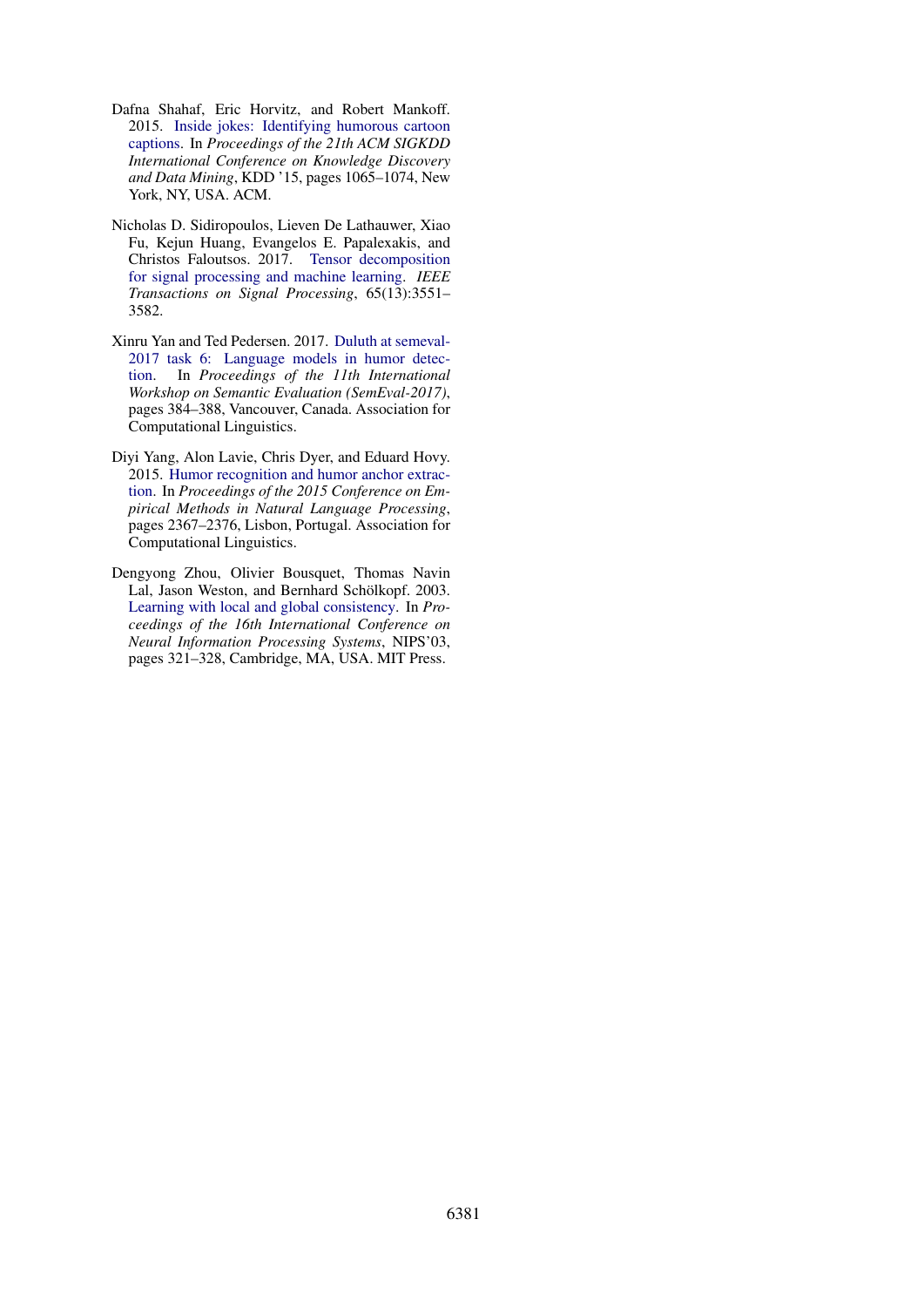Dafna Shahaf, Eric Horvitz, and Robert Mankoff. 2015. Inside jokes: Identifying humorous cartoon captions. In *Proceedings of the 21th ACM SIGKDD International Conference on Knowledge Discovery and Data Mining*, KDD '15, pages 1065–1074, New York, NY, USA. ACM.

Nicholas D. Sidiropoulos, Lieven De Lathauwer, Xiao Fu, Kejun Huang, Evangelos E. Papalexakis, and Christos Faloutsos. 2017. Tensor decomposition for signal processing and machine learning. *IEEE Transactions on Signal Processing*, 65(13):3551–3582.

Xinru Yan and Ted Pedersen. 2017. Duluth at semeval-2017 task 6: Language models in humor detection. In *Proceedings of the 11th International Workshop on Semantic Evaluation (SemEval-2017)*, pages 384–388, Vancouver, Canada. Association for Computational Linguistics.

Diyi Yang, Alon Lavie, Chris Dyer, and Eduard Hovy. 2015. Humor recognition and humor anchor extraction. In *Proceedings of the 2015 Conference on Empirical Methods in Natural Language Processing*, pages 2367–2376, Lisbon, Portugal. Association for Computational Linguistics.

Dengyong Zhou, Olivier Bousquet, Thomas Navin Lal, Jason Weston, and Bernhard Schölkopf. 2003. Learning with local and global consistency. In *Proceedings of the 16th International Conference on Neural Information Processing Systems*, NIPS'03, pages 321–328, Cambridge, MA, USA. MIT Press.